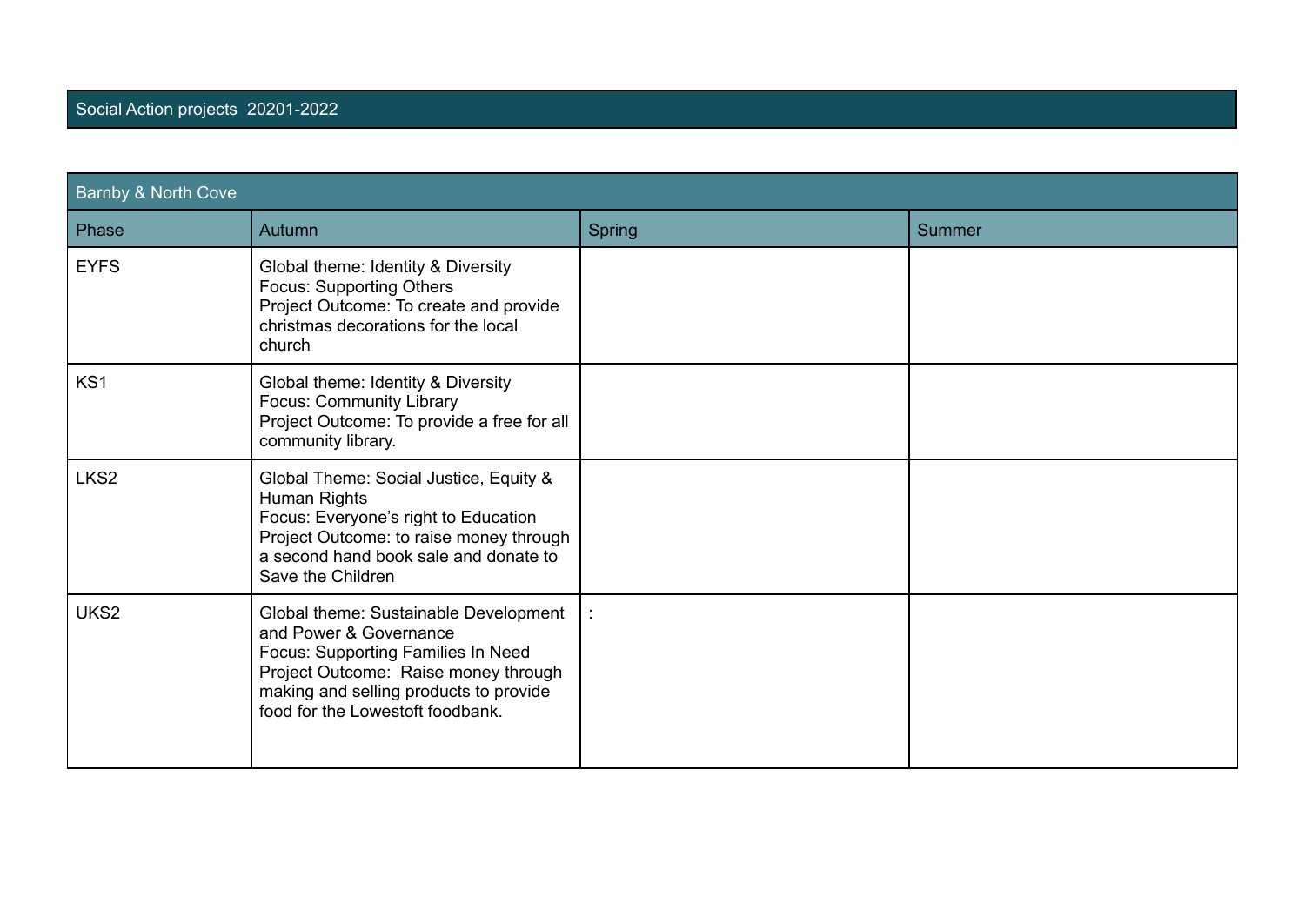# Social Action projects 20201-2022

| Barnby & North Cove | | | |
|---|---|---|---|
| Phase | Autumn | Spring | Summer |
| EYFS | Global theme: Identity & Diversity<br>Focus: Supporting Others<br>Project Outcome: To create and provide christmas decorations for the local church | | |
| KS1 | Global theme: Identity & Diversity<br>Focus: Community Library<br>Project Outcome: To provide a free for all community library. | | |
| LKS2 | Global Theme: Social Justice, Equity & Human Rights<br>Focus: Everyone's right to Education<br>Project Outcome: to raise money through a second hand book sale and donate to Save the Children | | |
| UKS2 | Global theme: Sustainable Development and Power & Governance<br>Focus: Supporting Families In Need<br>Project Outcome: Raise money through making and selling products to provide food for the Lowestoft foodbank. | : | |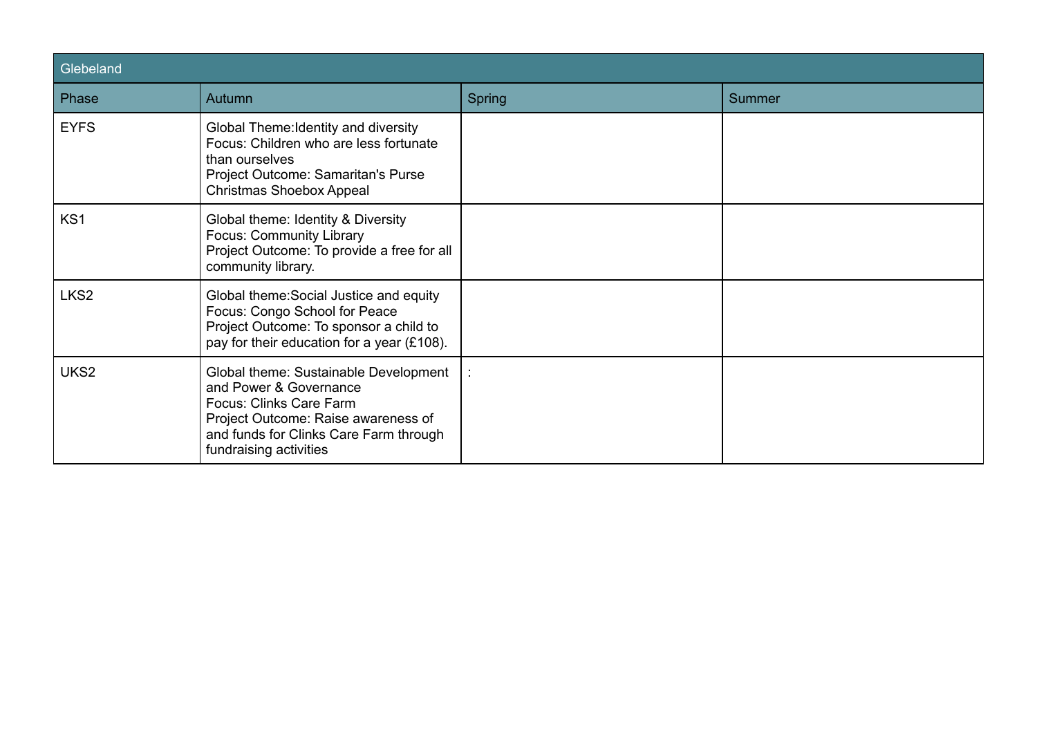| Glebeland | | | |
|---|---|---|---|
| Phase | Autumn | Spring | Summer |
| EYFS | Global Theme:Identity and diversity<br>Focus: Children who are less fortunate than ourselves<br>Project Outcome: Samaritan's Purse Christmas Shoebox Appeal | | |
| KS1 | Global theme: Identity & Diversity<br>Focus: Community Library<br>Project Outcome: To provide a free for all community library. | | |
| LKS2 | Global theme:Social Justice and equity<br>Focus: Congo School for Peace<br>Project Outcome: To sponsor a child to pay for their education for a year (£108). | | |
| UKS2 | Global theme: Sustainable Development and Power & Governance<br>Focus: Clinks Care Farm<br>Project Outcome: Raise awareness of and funds for Clinks Care Farm through fundraising activities | : | |